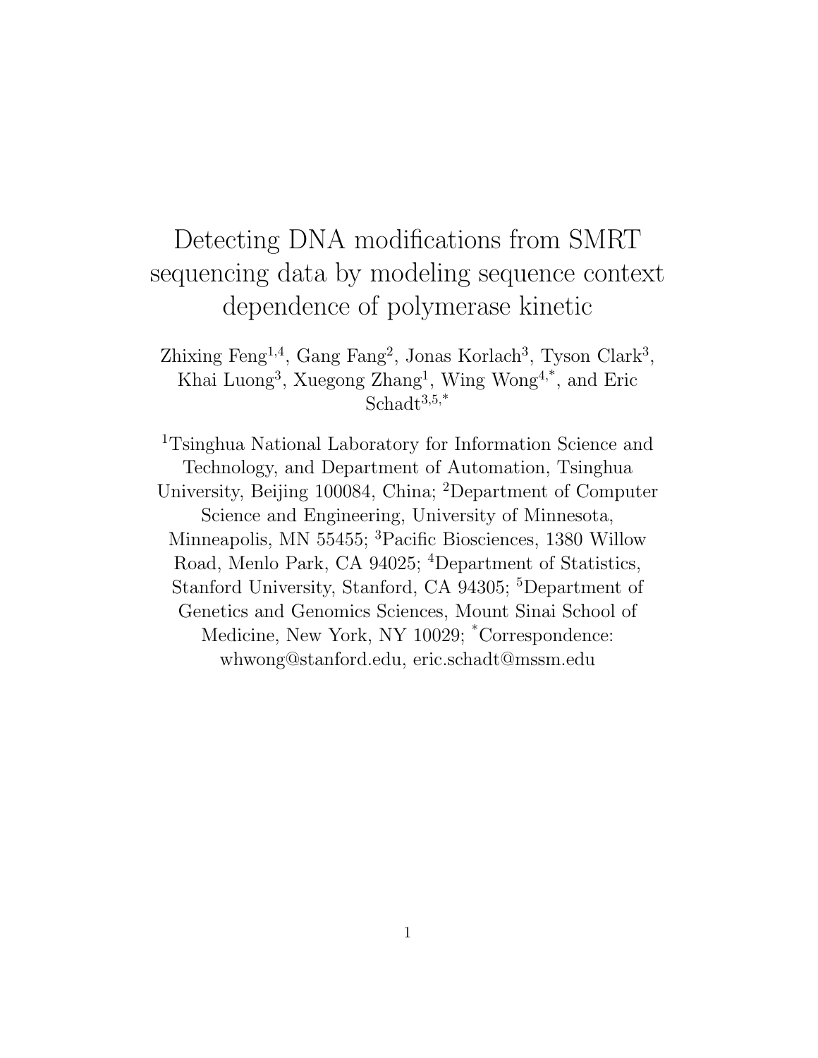# Detecting DNA modifications from SMRT sequencing data by modeling sequence context dependence of polymerase kinetic

Zhixing Feng[1,4], Gang Fang[2], Jonas Korlach[3], Tyson Clark[3], Khai Luong[3], Xuegong Zhang[1], Wing Wong[4,*], and Eric Schadt[3,5,*]

[1]Tsinghua National Laboratory for Information Science and Technology, and Department of Automation, Tsinghua University, Beijing 100084, China; [2]Department of Computer Science and Engineering, University of Minnesota, Minneapolis, MN 55455; [3]Pacific Biosciences, 1380 Willow Road, Menlo Park, CA 94025; [4]Department of Statistics, Stanford University, Stanford, CA 94305; [5]Department of Genetics and Genomics Sciences, Mount Sinai School of Medicine, New York, NY 10029; [*]Correspondence: whwong@stanford.edu, eric.schadt@mssm.edu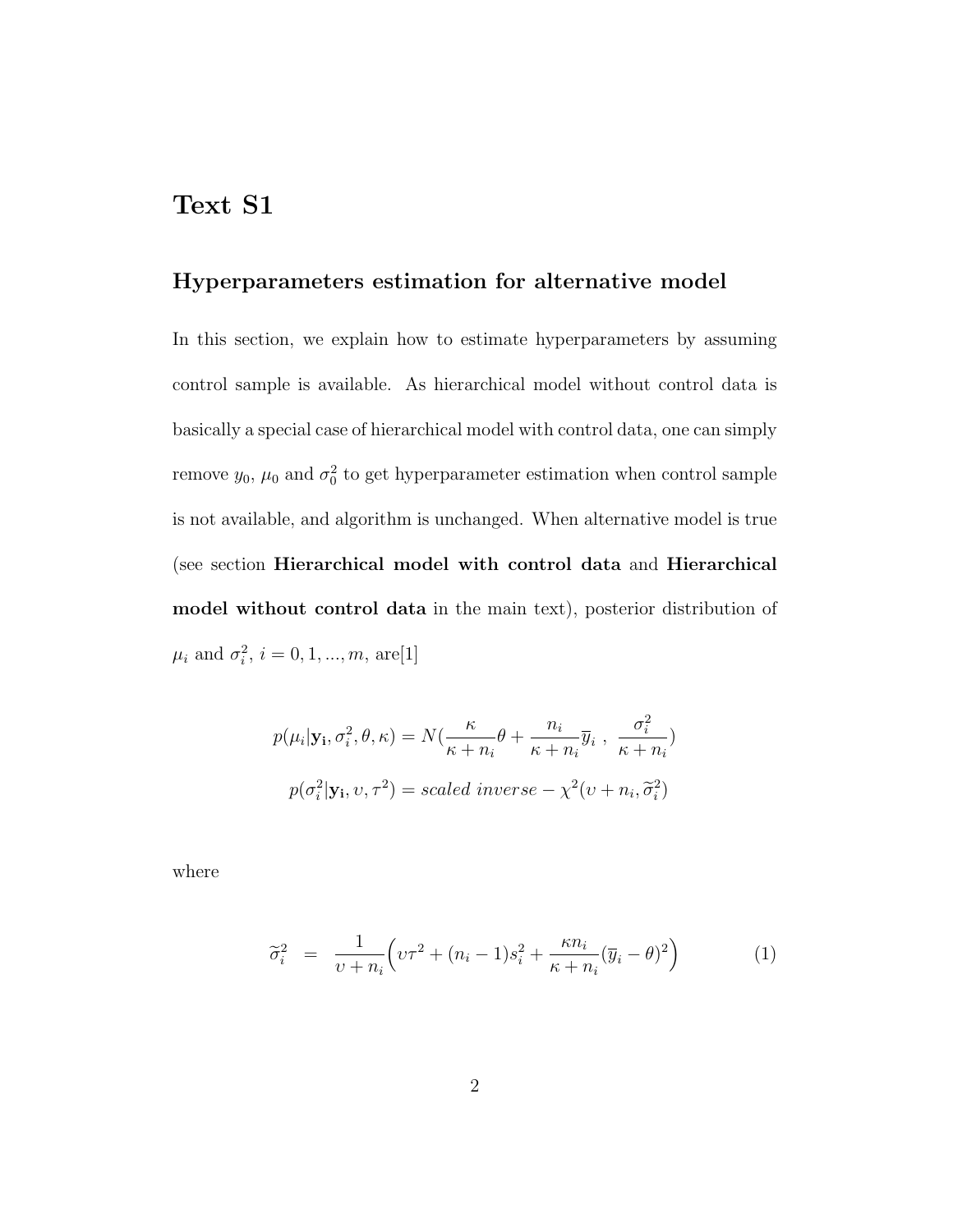# Text S1

## Hyperparameters estimation for alternative model

In this section, we explain how to estimate hyperparameters by assuming control sample is available. As hierarchical model without control data is basically a special case of hierarchical model with control data, one can simply remove $y_0$, $\mu_0$ and $\sigma_0^2$ to get hyperparameter estimation when control sample is not available, and algorithm is unchanged. When alternative model is true (see section **Hierarchical model with control data** and **Hierarchical model without control data** in the main text), posterior distribution of $\mu_i$ and $\sigma_i^2$, $i = 0, 1, ..., m$, are[1]

$$
p(\mu_i | \mathbf{y_i}, \sigma_i^2, \theta, \kappa) = N(\frac{\kappa}{\kappa + n_i}\theta + \frac{n_i}{\kappa + n_i}\overline{y}_i \ , \ \frac{\sigma_i^2}{\kappa + n_i})
$$

$$
p(\sigma_i^2 | \mathbf{y_i}, \upsilon, \tau^2) = scaled\ inverse - \chi^2(\upsilon + n_i, \widetilde{\sigma}_i^2)
$$

where

$$
\widetilde{\sigma}_i^2 = \frac{1}{\upsilon + n_i}\Big(\upsilon\tau^2 + (n_i - 1)s_i^2 + \frac{\kappa n_i}{\kappa + n_i}(\overline{y}_i - \theta)^2\Big) \tag{1}
$$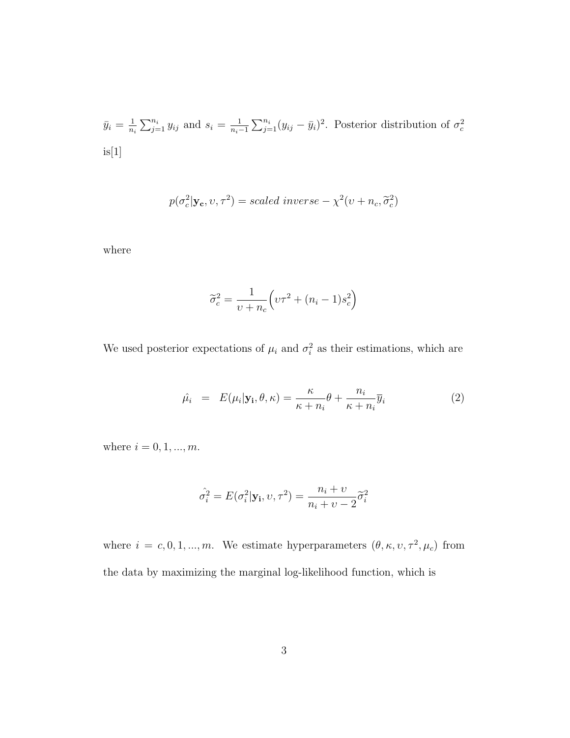$\bar{y}_i = \frac{1}{n_i}\sum_{j=1}^{n_i} y_{ij}$ and $s_i = \frac{1}{n_i - 1}\sum_{j=1}^{n_i}(y_{ij} - \bar{y}_i)^2$. Posterior distribution of $\sigma_c^2$ is[1]

$$p(\sigma_c^2|\mathbf{y_c}, \upsilon, \tau^2) = scaled\ inverse - \chi^2(\upsilon + n_c, \widetilde{\sigma}_c^2)$$

where

$$\widetilde{\sigma}_c^2 = \frac{1}{\upsilon + n_c}\Big(\upsilon\tau^2 + (n_i - 1)s_c^2\Big)$$

We used posterior expectations of $\mu_i$ and $\sigma_i^2$ as their estimations, which are

$$\hat{\mu_i} \;\; = \;\; E(\mu_i|\mathbf{y_i}, \theta, \kappa) = \frac{\kappa}{\kappa + n_i}\theta + \frac{n_i}{\kappa + n_i}\overline{y}_i \qquad (2)$$

where $i = 0, 1, ..., m$.

$$\hat{\sigma_i^2} = E(\sigma_i^2|\mathbf{y_i}, \upsilon, \tau^2) = \frac{n_i + \upsilon}{n_i + \upsilon - 2}\widetilde{\sigma}_i^2$$

where $i = c, 0, 1, ..., m$. We estimate hyperparameters $(\theta, \kappa, \upsilon, \tau^2, \mu_c)$ from the data by maximizing the marginal log-likelihood function, which is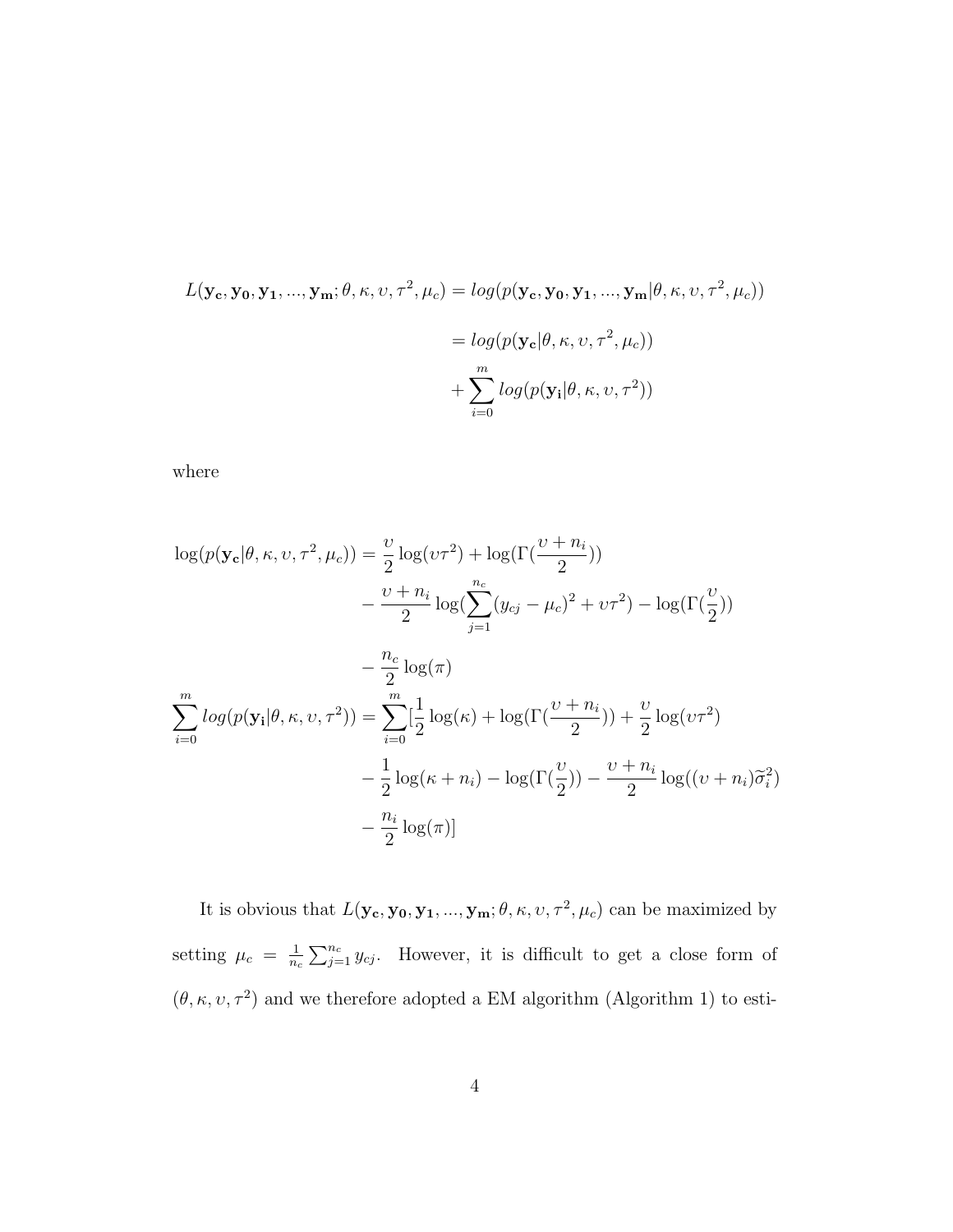$$
\begin{aligned}
L(\mathbf{y_c}, \mathbf{y_0}, \mathbf{y_1}, ..., \mathbf{y_m}; \theta, \kappa, \upsilon, \tau^2, \mu_c) &= log(p(\mathbf{y_c}, \mathbf{y_0}, \mathbf{y_1}, ..., \mathbf{y_m} | \theta, \kappa, \upsilon, \tau^2, \mu_c)) \\
&= log(p(\mathbf{y_c} | \theta, \kappa, \upsilon, \tau^2, \mu_c)) \\
&+ \sum_{i=0}^{m} log(p(\mathbf{y_i} | \theta, \kappa, \upsilon, \tau^2))
\end{aligned}
$$

where

$$
\begin{aligned}
\log(p(\mathbf{y_c} | \theta, \kappa, \upsilon, \tau^2, \mu_c)) &= \frac{\upsilon}{2} \log(\upsilon \tau^2) + \log(\Gamma(\frac{\upsilon + n_i}{2})) \\
&- \frac{\upsilon + n_i}{2} \log(\sum_{j=1}^{n_c} (y_{cj} - \mu_c)^2 + \upsilon \tau^2) - \log(\Gamma(\frac{\upsilon}{2})) \\
&- \frac{n_c}{2} \log(\pi) \\
\sum_{i=0}^{m} log(p(\mathbf{y_i} | \theta, \kappa, \upsilon, \tau^2)) &= \sum_{i=0}^{m} [\frac{1}{2} \log(\kappa) + \log(\Gamma(\frac{\upsilon + n_i}{2})) + \frac{\upsilon}{2} \log(\upsilon \tau^2) \\
&- \frac{1}{2} \log(\kappa + n_i) - \log(\Gamma(\frac{\upsilon}{2})) - \frac{\upsilon + n_i}{2} \log((\upsilon + n_i) \widetilde{\sigma}_i^2) \\
&- \frac{n_i}{2} \log(\pi)]
\end{aligned}
$$

It is obvious that $L(\mathbf{y_c}, \mathbf{y_0}, \mathbf{y_1}, ..., \mathbf{y_m}; \theta, \kappa, \upsilon, \tau^2, \mu_c)$ can be maximized by setting $\mu_c = \frac{1}{n_c} \sum_{j=1}^{n_c} y_{cj}$. However, it is difficult to get a close form of $(\theta, \kappa, \upsilon, \tau^2)$ and we therefore adopted a EM algorithm (Algorithm 1) to esti-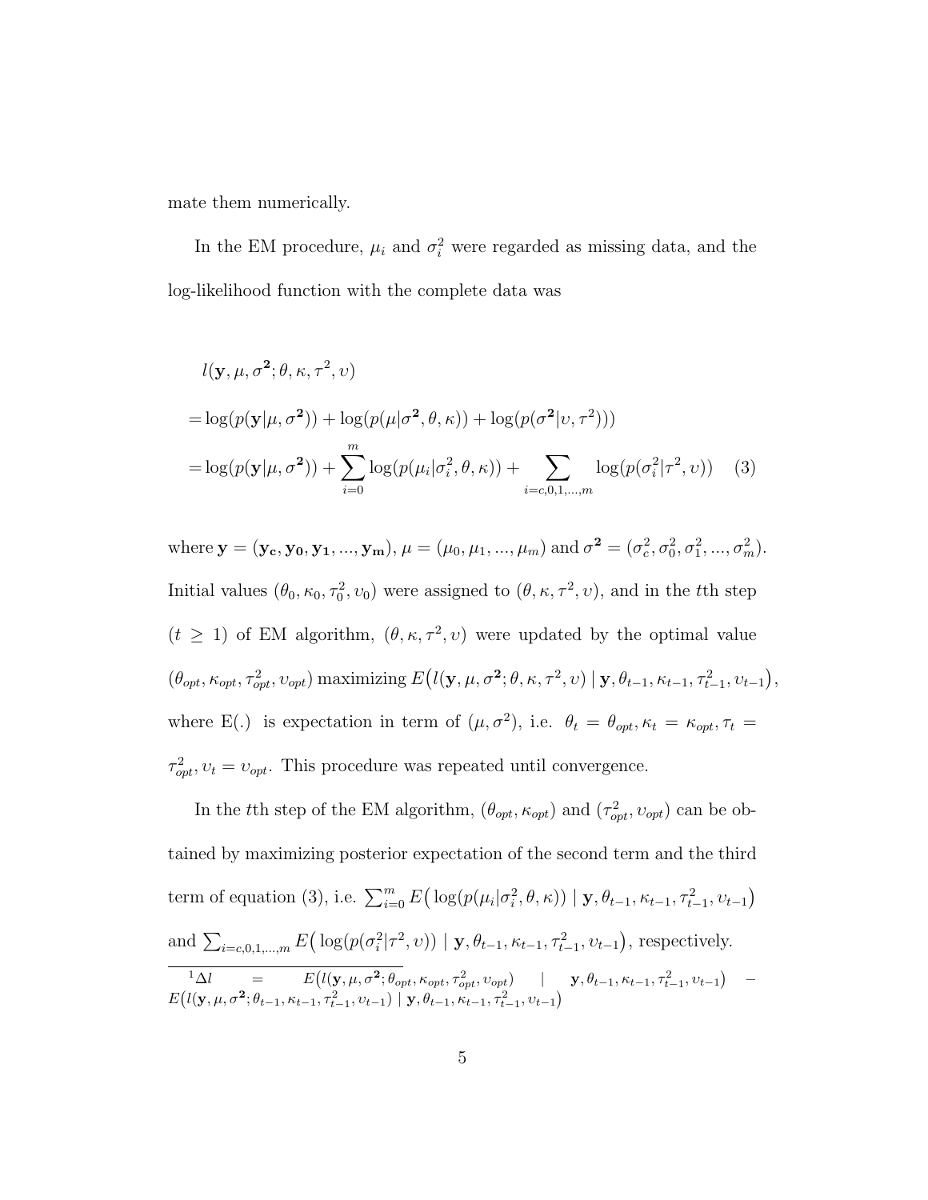mate them numerically.

In the EM procedure, $\mu_i$ and $\sigma_i^2$ were regarded as missing data, and the log-likelihood function with the complete data was

$$
\begin{aligned}
& l(\mathbf{y}, \mu, \boldsymbol{\sigma^2}; \theta, \kappa, \tau^2, \upsilon) \\
=& \log(p(\mathbf{y}|\mu, \boldsymbol{\sigma^2})) + \log(p(\mu|\boldsymbol{\sigma^2}, \theta, \kappa)) + \log(p(\boldsymbol{\sigma^2}|\upsilon, \tau^2))) \\
=& \log(p(\mathbf{y}|\mu, \boldsymbol{\sigma^2})) + \sum_{i=0}^{m} \log(p(\mu_i|\sigma_i^2, \theta, \kappa)) + \sum_{i=c,0,1,...,m} \log(p(\sigma_i^2|\tau^2, \upsilon)) \quad (3)
\end{aligned}
$$

where $\mathbf{y} = (\mathbf{y_c}, \mathbf{y_0}, \mathbf{y_1}, ..., \mathbf{y_m})$, $\mu = (\mu_0, \mu_1, ..., \mu_m)$ and $\boldsymbol{\sigma^2} = (\sigma_c^2, \sigma_0^2, \sigma_1^2, ..., \sigma_m^2)$. Initial values $(\theta_0, \kappa_0, \tau_0^2, \upsilon_0)$ were assigned to $(\theta, \kappa, \tau^2, \upsilon)$, and in the $t$th step $(t \geq 1)$ of EM algorithm, $(\theta, \kappa, \tau^2, \upsilon)$ were updated by the optimal value $(\theta_{opt}, \kappa_{opt}, \tau_{opt}^2, \upsilon_{opt})$ maximizing $E\big(l(\mathbf{y}, \mu, \boldsymbol{\sigma^2}; \theta, \kappa, \tau^2, \upsilon) \mid \mathbf{y}, \theta_{t-1}, \kappa_{t-1}, \tau_{t-1}^2, \upsilon_{t-1}\big)$, where E(.) is expectation in term of $(\mu, \sigma^2)$, i.e. $\theta_t = \theta_{opt}, \kappa_t = \kappa_{opt}, \tau_t = \tau_{opt}^2, \upsilon_t = \upsilon_{opt}$. This procedure was repeated until convergence.

In the $t$th step of the EM algorithm, $(\theta_{opt}, \kappa_{opt})$ and $(\tau_{opt}^2, \upsilon_{opt})$ can be obtained by maximizing posterior expectation of the second term and the third term of equation (3), i.e. $\sum_{i=0}^{m} E\big(\log(p(\mu_i|\sigma_i^2, \theta, \kappa)) \mid \mathbf{y}, \theta_{t-1}, \kappa_{t-1}, \tau_{t-1}^2, \upsilon_{t-1}\big)$ and $\sum_{i=c,0,1,...,m} E\big(\log(p(\sigma_i^2|\tau^2, \upsilon)) \mid \mathbf{y}, \theta_{t-1}, \kappa_{t-1}, \tau_{t-1}^2, \upsilon_{t-1}\big)$, respectively.

[1] $\Delta l = E\big(l(\mathbf{y}, \mu, \boldsymbol{\sigma^2}; \theta_{opt}, \kappa_{opt}, \tau_{opt}^2, \upsilon_{opt}) \mid \mathbf{y}, \theta_{t-1}, \kappa_{t-1}, \tau_{t-1}^2, \upsilon_{t-1}\big) - E\big(l(\mathbf{y}, \mu, \boldsymbol{\sigma^2}; \theta_{t-1}, \kappa_{t-1}, \tau_{t-1}^2, \upsilon_{t-1}) \mid \mathbf{y}, \theta_{t-1}, \kappa_{t-1}, \tau_{t-1}^2, \upsilon_{t-1}\big)$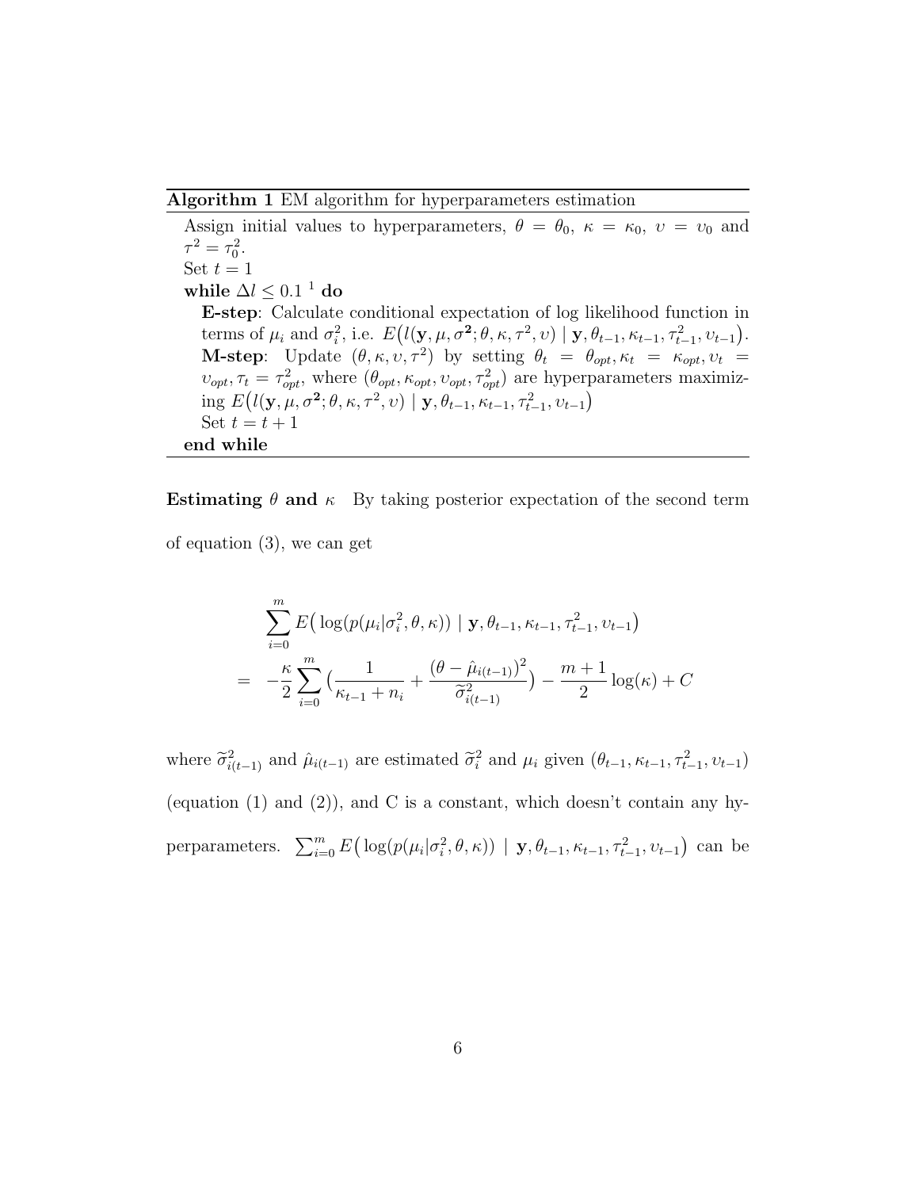**Algorithm 1** EM algorithm for hyperparameters estimation

Assign initial values to hyperparameters, $\theta = \theta_0$, $\kappa = \kappa_0$, $\upsilon = \upsilon_0$ and $\tau^2 = \tau_0^2$.
Set $t = 1$
**while** $\Delta l \leq 0.1$ [1] **do**
  **E-step**: Calculate conditional expectation of log likelihood function in terms of $\mu_i$ and $\sigma_i^2$, i.e. $E\big(l(\mathbf{y}, \mu, \boldsymbol{\sigma^2}; \theta, \kappa, \tau^2, \upsilon) \mid \mathbf{y}, \theta_{t-1}, \kappa_{t-1}, \tau_{t-1}^2, \upsilon_{t-1}\big)$.
  **M-step**: Update $(\theta, \kappa, \upsilon, \tau^2)$ by setting $\theta_t = \theta_{opt}, \kappa_t = \kappa_{opt}, \upsilon_t = \upsilon_{opt}, \tau_t = \tau_{opt}^2$, where $(\theta_{opt}, \kappa_{opt}, \upsilon_{opt}, \tau_{opt}^2)$ are hyperparameters maximizing $E\big(l(\mathbf{y}, \mu, \boldsymbol{\sigma^2}; \theta, \kappa, \tau^2, \upsilon) \mid \mathbf{y}, \theta_{t-1}, \kappa_{t-1}, \tau_{t-1}^2, \upsilon_{t-1}\big)$
  Set $t = t + 1$
**end while**

**Estimating $\theta$ and $\kappa$** By taking posterior expectation of the second term of equation (3), we can get

$$
\begin{aligned}
& \sum_{i=0}^{m} E\big(\log(p(\mu_i|\sigma_i^2, \theta, \kappa)) \mid \mathbf{y}, \theta_{t-1}, \kappa_{t-1}, \tau_{t-1}^2, \upsilon_{t-1}\big) \\
= & -\frac{\kappa}{2} \sum_{i=0}^{m} \big(\frac{1}{\kappa_{t-1} + n_i} + \frac{(\theta - \hat{\mu}_{i(t-1)})^2}{\widetilde{\sigma}_{i(t-1)}^2}\big) - \frac{m+1}{2} \log(\kappa) + C
\end{aligned}
$$

where $\widetilde{\sigma}_{i(t-1)}^2$ and $\hat{\mu}_{i(t-1)}$ are estimated $\widetilde{\sigma}_i^2$ and $\mu_i$ given $(\theta_{t-1}, \kappa_{t-1}, \tau_{t-1}^2, \upsilon_{t-1})$ (equation (1) and (2)), and C is a constant, which doesn't contain any hyperparameters. $\sum_{i=0}^{m} E\big(\log(p(\mu_i|\sigma_i^2, \theta, \kappa)) \mid \mathbf{y}, \theta_{t-1}, \kappa_{t-1}, \tau_{t-1}^2, \upsilon_{t-1}\big)$ can be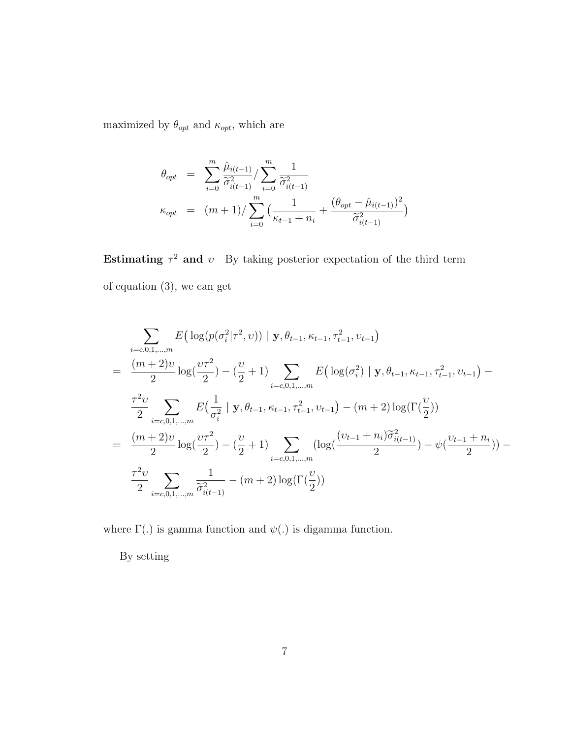maximized by $\theta_{opt}$ and $\kappa_{opt}$, which are

$$
\begin{aligned}
\theta_{opt} &= \sum_{i=0}^{m} \frac{\hat{\mu}_{i(t-1)}}{\widetilde{\sigma}^2_{i(t-1)}} / \sum_{i=0}^{m} \frac{1}{\widetilde{\sigma}^2_{i(t-1)}} \\
\kappa_{opt} &= (m+1) / \sum_{i=0}^{m} \big( \frac{1}{\kappa_{t-1} + n_i} + \frac{(\theta_{opt} - \hat{\mu}_{i(t-1)})^2}{\widetilde{\sigma}^2_{i(t-1)}} \big)
\end{aligned}
$$

**Estimating $\tau^2$ and $\upsilon$** By taking posterior expectation of the third term of equation (3), we can get

$$
\begin{aligned}
& \sum_{i=c,0,1,\ldots,m} E\big( \log(p(\sigma_i^2|\tau^2,\upsilon)) \mid \mathbf{y}, \theta_{t-1}, \kappa_{t-1}, \tau^2_{t-1}, \upsilon_{t-1} \big) \\
=\ & \frac{(m+2)\upsilon}{2} \log(\frac{\upsilon\tau^2}{2}) - (\frac{\upsilon}{2}+1) \sum_{i=c,0,1,\ldots,m} E\big( \log(\sigma_i^2) \mid \mathbf{y}, \theta_{t-1}, \kappa_{t-1}, \tau^2_{t-1}, \upsilon_{t-1} \big) - \\
& \frac{\tau^2\upsilon}{2} \sum_{i=c,0,1,\ldots,m} E\big( \frac{1}{\sigma_i^2} \mid \mathbf{y}, \theta_{t-1}, \kappa_{t-1}, \tau^2_{t-1}, \upsilon_{t-1} \big) - (m+2)\log(\Gamma(\frac{\upsilon}{2})) \\
=\ & \frac{(m+2)\upsilon}{2} \log(\frac{\upsilon\tau^2}{2}) - (\frac{\upsilon}{2}+1) \sum_{i=c,0,1,\ldots,m} (\log(\frac{(\upsilon_{t-1}+n_i)\widetilde{\sigma}^2_{i(t-1)}}{2}) - \psi(\frac{\upsilon_{t-1}+n_i}{2})) - \\
& \frac{\tau^2\upsilon}{2} \sum_{i=c,0,1,\ldots,m} \frac{1}{\widetilde{\sigma}^2_{i(t-1)}} - (m+2)\log(\Gamma(\frac{\upsilon}{2}))
\end{aligned}
$$

where $\Gamma(.)$ is gamma function and $\psi(.)$ is digamma function.

By setting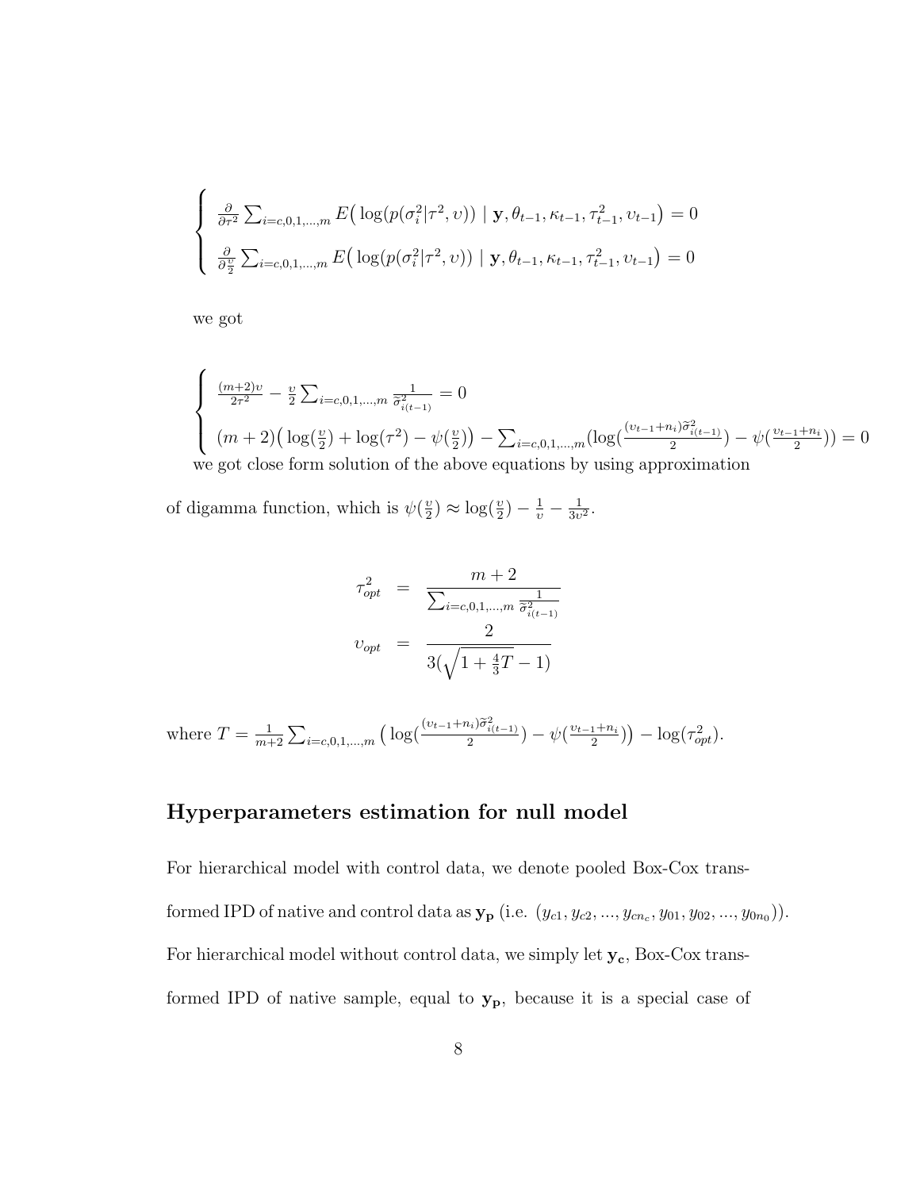$$
\begin{cases}
\frac{\partial}{\partial \tau^2} \sum_{i=c,0,1,\ldots,m} E\big(\log(p(\sigma_i^2|\tau^2, \upsilon)) \mid \mathbf{y}, \theta_{t-1}, \kappa_{t-1}, \tau_{t-1}^2, \upsilon_{t-1}\big) = 0 \\
\frac{\partial}{\partial \frac{\upsilon}{2}} \sum_{i=c,0,1,\ldots,m} E\big(\log(p(\sigma_i^2|\tau^2, \upsilon)) \mid \mathbf{y}, \theta_{t-1}, \kappa_{t-1}, \tau_{t-1}^2, \upsilon_{t-1}\big) = 0
\end{cases}
$$

we got

$$
\begin{cases}
\frac{(m+2)\upsilon}{2\tau^2} - \frac{\upsilon}{2} \sum_{i=c,0,1,\ldots,m} \frac{1}{\tilde{\sigma}_{i(t-1)}^2} = 0 \\
(m+2)\big(\log(\frac{\upsilon}{2}) + \log(\tau^2) - \psi(\frac{\upsilon}{2})\big) - \sum_{i=c,0,1,\ldots,m} (\log(\frac{(\upsilon_{t-1}+n_i)\tilde{\sigma}_{i(t-1)}^2}{2}) - \psi(\frac{\upsilon_{t-1}+n_i}{2})) = 0
\end{cases}
$$

we got close form solution of the above equations by using approximation of digamma function, which is $\psi(\frac{\upsilon}{2}) \approx \log(\frac{\upsilon}{2}) - \frac{1}{\upsilon} - \frac{1}{3\upsilon^2}$.

$$
\begin{aligned}
\tau_{opt}^2 &= \frac{m+2}{\sum_{i=c,0,1,\ldots,m} \frac{1}{\tilde{\sigma}_{i(t-1)}^2}} \\
\upsilon_{opt} &= \frac{2}{3(\sqrt{1+\frac{4}{3}T} - 1)}
\end{aligned}
$$

where $T = \frac{1}{m+2} \sum_{i=c,0,1,\ldots,m} \big(\log(\frac{(\upsilon_{t-1}+n_i)\tilde{\sigma}_{i(t-1)}^2}{2}) - \psi(\frac{\upsilon_{t-1}+n_i}{2})\big) - \log(\tau_{opt}^2)$.

## Hyperparameters estimation for null model

For hierarchical model with control data, we denote pooled Box-Cox transformed IPD of native and control data as $\mathbf{y_p}$ (i.e. $(y_{c1}, y_{c2}, ..., y_{cn_c}, y_{01}, y_{02}, ..., y_{0n_0})$). For hierarchical model without control data, we simply let $\mathbf{y_c}$, Box-Cox transformed IPD of native sample, equal to $\mathbf{y_p}$, because it is a special case of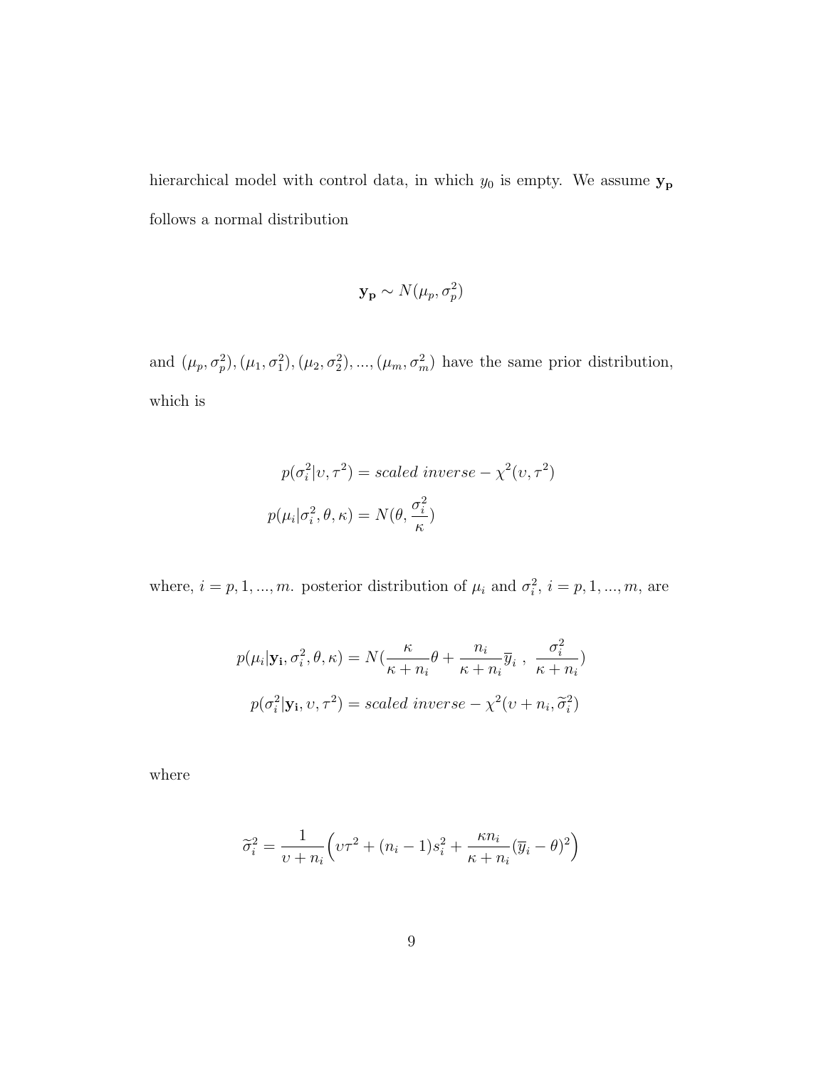hierarchical model with control data, in which $y_0$ is empty. We assume $\mathbf{y_p}$ follows a normal distribution

$$\mathbf{y_p} \sim N(\mu_p, \sigma_p^2)$$

and $(\mu_p, \sigma_p^2), (\mu_1, \sigma_1^2), (\mu_2, \sigma_2^2), ..., (\mu_m, \sigma_m^2)$ have the same prior distribution, which is

$$p(\sigma_i^2 | \upsilon, \tau^2) = scaled\ inverse - \chi^2(\upsilon, \tau^2)$$
$$p(\mu_i | \sigma_i^2, \theta, \kappa) = N(\theta, \frac{\sigma_i^2}{\kappa})$$

where, $i = p, 1, ..., m$. posterior distribution of $\mu_i$ and $\sigma_i^2$, $i = p, 1, ..., m$, are

$$p(\mu_i | \mathbf{y_i}, \sigma_i^2, \theta, \kappa) = N(\frac{\kappa}{\kappa + n_i}\theta + \frac{n_i}{\kappa + n_i}\overline{y}_i\ ,\ \frac{\sigma_i^2}{\kappa + n_i})$$
$$p(\sigma_i^2 | \mathbf{y_i}, \upsilon, \tau^2) = scaled\ inverse - \chi^2(\upsilon + n_i, \widetilde{\sigma}_i^2)$$

where

$$\widetilde{\sigma}_i^2 = \frac{1}{\upsilon + n_i}\Big(\upsilon\tau^2 + (n_i - 1)s_i^2 + \frac{\kappa n_i}{\kappa + n_i}(\overline{y}_i - \theta)^2\Big)$$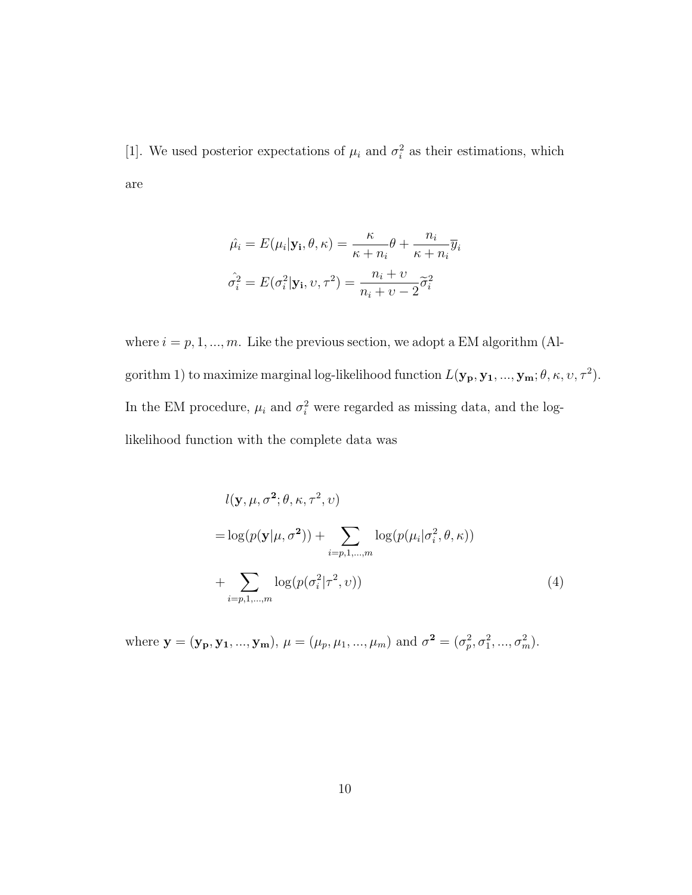[1]. We used posterior expectations of $\mu_i$ and $\sigma_i^2$ as their estimations, which are

$$
\begin{aligned}
\hat{\mu_i} &= E(\mu_i | \mathbf{y_i}, \theta, \kappa) = \frac{\kappa}{\kappa + n_i}\theta + \frac{n_i}{\kappa + n_i}\overline{y}_i \\
\hat{\sigma_i^2} &= E(\sigma_i^2 | \mathbf{y_i}, \upsilon, \tau^2) = \frac{n_i + \upsilon}{n_i + \upsilon - 2}\widetilde{\sigma}_i^2
\end{aligned}
$$

where $i = p, 1, ..., m$. Like the previous section, we adopt a EM algorithm (Algorithm 1) to maximize marginal log-likelihood function $L(\mathbf{y_p}, \mathbf{y_1}, ..., \mathbf{y_m}; \theta, \kappa, \upsilon, \tau^2)$. In the EM procedure, $\mu_i$ and $\sigma_i^2$ were regarded as missing data, and the log-likelihood function with the complete data was

$$
\begin{aligned}
& l(\mathbf{y}, \mu, \boldsymbol{\sigma^2}; \theta, \kappa, \tau^2, \upsilon) \\
= & \log(p(\mathbf{y}|\mu, \boldsymbol{\sigma^2})) + \sum_{i=p,1,...,m} \log(p(\mu_i | \sigma_i^2, \theta, \kappa)) \\
& + \sum_{i=p,1,...,m} \log(p(\sigma_i^2 | \tau^2, \upsilon)) \qquad (4)
\end{aligned}
$$

where $\mathbf{y} = (\mathbf{y_p}, \mathbf{y_1}, ..., \mathbf{y_m})$, $\mu = (\mu_p, \mu_1, ..., \mu_m)$ and $\boldsymbol{\sigma^2} = (\sigma_p^2, \sigma_1^2, ..., \sigma_m^2)$.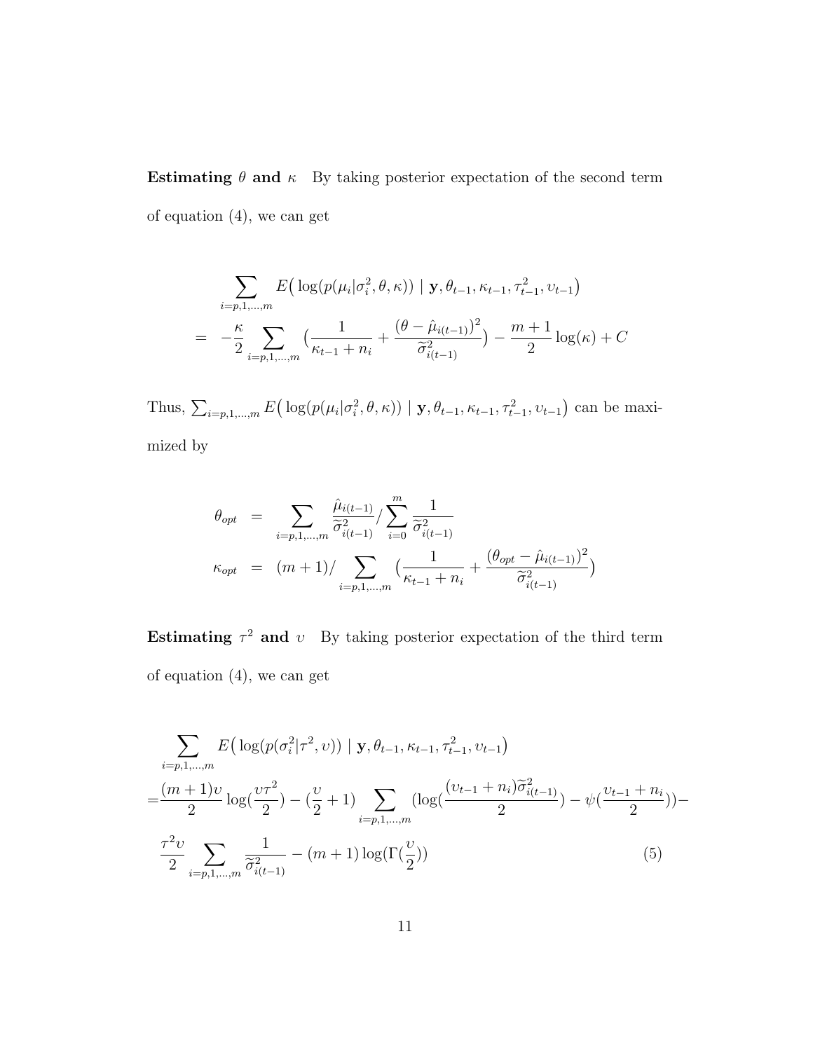**Estimating $\theta$ and $\kappa$** By taking posterior expectation of the second term of equation (4), we can get

$$
\begin{aligned}
& \sum_{i=p,1,\ldots,m} E\big(\log(p(\mu_i|\sigma_i^2,\theta,\kappa)) \mid \mathbf{y},\theta_{t-1},\kappa_{t-1},\tau_{t-1}^2,\upsilon_{t-1}\big) \\
= & -\frac{\kappa}{2}\sum_{i=p,1,\ldots,m}\big(\frac{1}{\kappa_{t-1}+n_i}+\frac{(\theta-\hat{\mu}_{i(t-1)})^2}{\widetilde{\sigma}_{i(t-1)}^2}\big)-\frac{m+1}{2}\log(\kappa)+C
\end{aligned}
$$

Thus, $\sum_{i=p,1,\ldots,m} E\big(\log(p(\mu_i|\sigma_i^2,\theta,\kappa)) \mid \mathbf{y},\theta_{t-1},\kappa_{t-1},\tau_{t-1}^2,\upsilon_{t-1}\big)$ can be maximized by

$$
\begin{aligned}
\theta_{opt} &= \sum_{i=p,1,\ldots,m}\frac{\hat{\mu}_{i(t-1)}}{\widetilde{\sigma}_{i(t-1)}^2}/\sum_{i=0}^{m}\frac{1}{\widetilde{\sigma}_{i(t-1)}^2} \\
\kappa_{opt} &= (m+1)/\sum_{i=p,1,\ldots,m}\big(\frac{1}{\kappa_{t-1}+n_i}+\frac{(\theta_{opt}-\hat{\mu}_{i(t-1)})^2}{\widetilde{\sigma}_{i(t-1)}^2}\big)
\end{aligned}
$$

**Estimating $\tau^2$ and $\upsilon$** By taking posterior expectation of the third term of equation (4), we can get

$$
\begin{aligned}
& \sum_{i=p,1,\ldots,m} E\big(\log(p(\sigma_i^2|\tau^2,\upsilon)) \mid \mathbf{y},\theta_{t-1},\kappa_{t-1},\tau_{t-1}^2,\upsilon_{t-1}\big) \\
= & \frac{(m+1)\upsilon}{2}\log(\frac{\upsilon\tau^2}{2})-(\frac{\upsilon}{2}+1)\sum_{i=p,1,\ldots,m}(\log(\frac{(\upsilon_{t-1}+n_i)\widetilde{\sigma}_{i(t-1)}^2}{2})-\psi(\frac{\upsilon_{t-1}+n_i}{2}))- \\
& \frac{\tau^2\upsilon}{2}\sum_{i=p,1,\ldots,m}\frac{1}{\widetilde{\sigma}_{i(t-1)}^2}-(m+1)\log(\Gamma(\frac{\upsilon}{2})) \qquad (5)
\end{aligned}
$$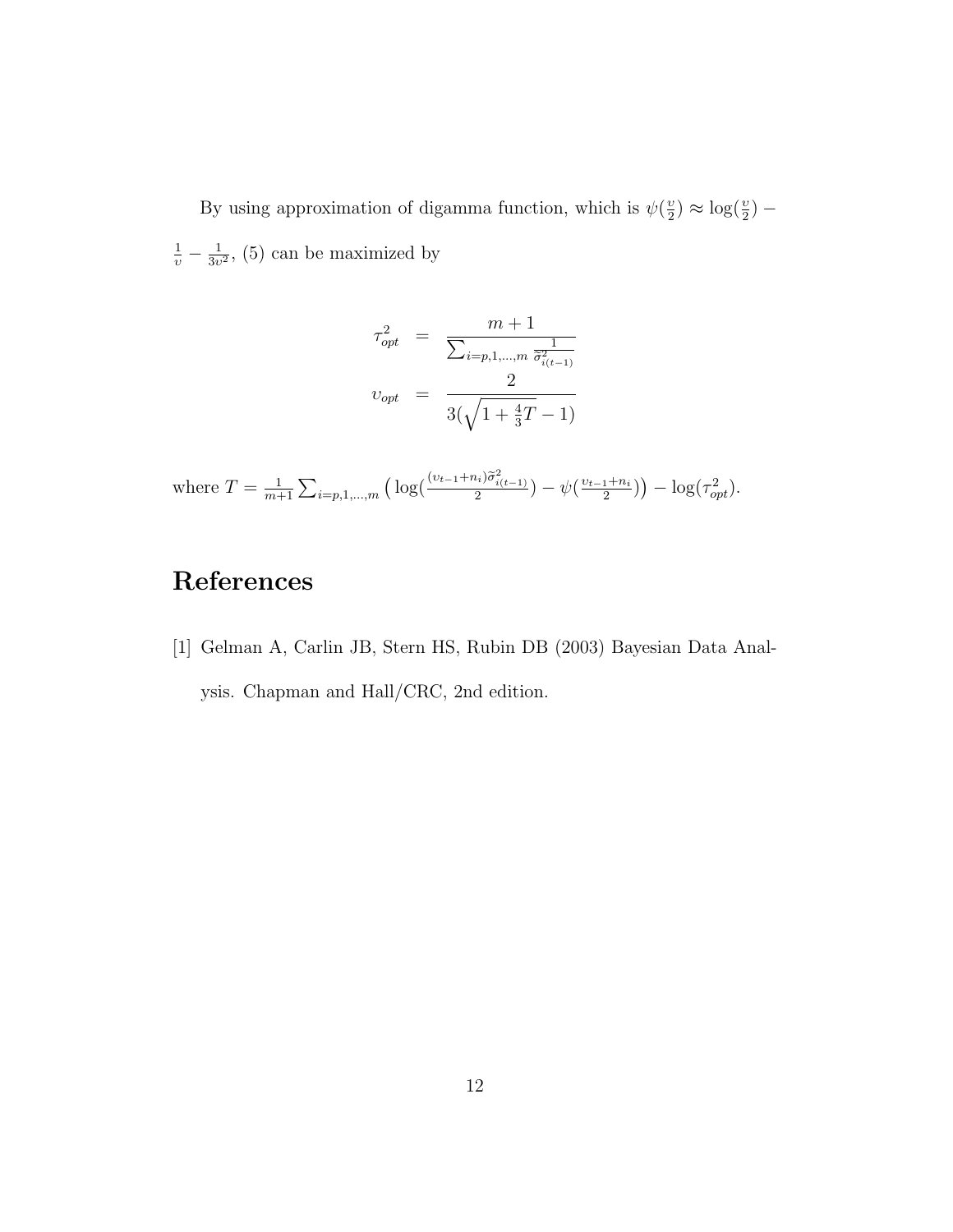By using approximation of digamma function, which is $\psi(\frac{\upsilon}{2}) \approx \log(\frac{\upsilon}{2}) - \frac{1}{\upsilon} - \frac{1}{3\upsilon^2}$, (5) can be maximized by

$$
\begin{aligned}
\tau_{opt}^2 &= \frac{m+1}{\sum_{i=p,1,\ldots,m} \frac{1}{\tilde{\sigma}_{i(t-1)}^2}} \\
\upsilon_{opt} &= \frac{2}{3(\sqrt{1+\frac{4}{3}T}-1)}
\end{aligned}
$$

where $T = \frac{1}{m+1} \sum_{i=p,1,\ldots,m} \big( \log(\frac{(\upsilon_{t-1}+n_i)\tilde{\sigma}_{i(t-1)}^2}{2}) - \psi(\frac{\upsilon_{t-1}+n_i}{2}) \big) - \log(\tau_{opt}^2)$.

# References

[1] Gelman A, Carlin JB, Stern HS, Rubin DB (2003) Bayesian Data Analysis. Chapman and Hall/CRC, 2nd edition.